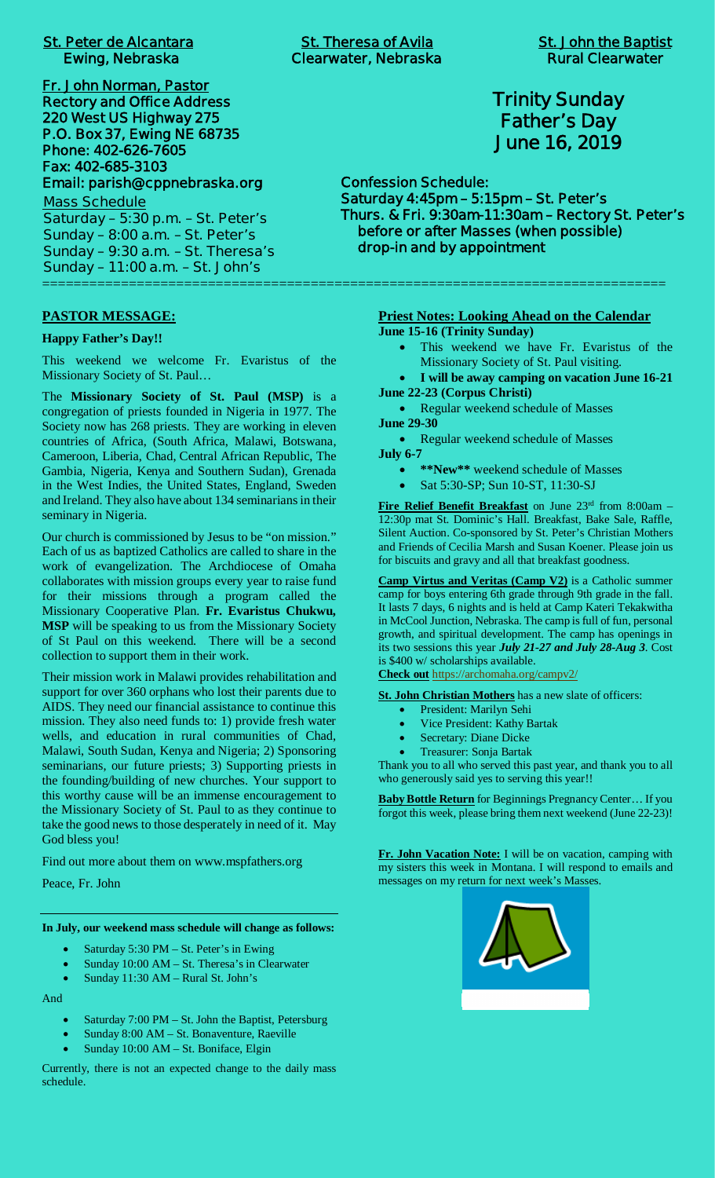**St. Peter de Alcantara**
**Ewing, Nebraska**

**St. Theresa of Avila**
**Clearwater, Nebraska**

**St. John the Baptist**
**Rural Clearwater**

**Fr. John Norman, Pastor**
**Rectory and Office Address**
**220 West US Highway 275**
**P.O. Box 37, Ewing NE 68735**
**Phone: 402-626-7605**
**Fax: 402-685-3103**
**Email: parish@cppnebraska.org**

Mass Schedule
Saturday – 5:30 p.m. – St. Peter's
Sunday – 8:00 a.m. – St. Peter's
Sunday – 9:30 a.m. – St. Theresa's
Sunday – 11:00 a.m. – St. John's

# Trinity Sunday
# Father's Day
# June 16, 2019

**Confession Schedule:**
**Saturday 4:45pm – 5:15pm – St. Peter's**
**Thurs. & Fri. 9:30am-11:30am – Rectory St. Peter's**
**before or after Masses (when possible)**
**drop-in and by appointment**

---

## PASTOR MESSAGE:

**Happy Father's Day!!**

This weekend we welcome Fr. Evaristus of the Missionary Society of St. Paul…

The **Missionary Society of St. Paul (MSP)** is a congregation of priests founded in Nigeria in 1977. The Society now has 268 priests. They are working in eleven countries of Africa, (South Africa, Malawi, Botswana, Cameroon, Liberia, Chad, Central African Republic, The Gambia, Nigeria, Kenya and Southern Sudan), Grenada in the West Indies, the United States, England, Sweden and Ireland. They also have about 134 seminarians in their seminary in Nigeria.

Our church is commissioned by Jesus to be "on mission." Each of us as baptized Catholics are called to share in the work of evangelization. The Archdiocese of Omaha collaborates with mission groups every year to raise fund for their missions through a program called the Missionary Cooperative Plan. **Fr. Evaristus Chukwu, MSP** will be speaking to us from the Missionary Society of St Paul on this weekend. There will be a second collection to support them in their work.

Their mission work in Malawi provides rehabilitation and support for over 360 orphans who lost their parents due to AIDS. They need our financial assistance to continue this mission. They also need funds to: 1) provide fresh water wells, and education in rural communities of Chad, Malawi, South Sudan, Kenya and Nigeria; 2) Sponsoring seminarians, our future priests; 3) Supporting priests in the founding/building of new churches. Your support to this worthy cause will be an immense encouragement to the Missionary Society of St. Paul to as they continue to take the good news to those desperately in need of it. May God bless you!

Find out more about them on www.mspfathers.org

Peace, Fr. John

---

**In July, our weekend mass schedule will change as follows:**

- Saturday 5:30 PM – St. Peter's in Ewing
- Sunday 10:00 AM – St. Theresa's in Clearwater
- Sunday 11:30 AM – Rural St. John's

And

- Saturday 7:00 PM – St. John the Baptist, Petersburg
- Sunday 8:00 AM – St. Bonaventure, Raeville
- Sunday 10:00 AM – St. Boniface, Elgin

Currently, there is not an expected change to the daily mass schedule.

## Priest Notes: Looking Ahead on the Calendar

**June 15-16 (Trinity Sunday)**

- This weekend we have Fr. Evaristus of the Missionary Society of St. Paul visiting.
- **I will be away camping on vacation June 16-21**

**June 22-23 (Corpus Christi)**

- Regular weekend schedule of Masses

**June 29-30**

- Regular weekend schedule of Masses

**July 6-7**

- **\*\*New\*\*** weekend schedule of Masses
- Sat 5:30-SP; Sun 10-ST, 11:30-SJ

**Fire Relief Benefit Breakfast** on June 23rd from 8:00am – 12:30p mat St. Dominic's Hall. Breakfast, Bake Sale, Raffle, Silent Auction. Co-sponsored by St. Peter's Christian Mothers and Friends of Cecilia Marsh and Susan Koener. Please join us for biscuits and gravy and all that breakfast goodness.

**Camp Virtus and Veritas (Camp V2)** is a Catholic summer camp for boys entering 6th grade through 9th grade in the fall. It lasts 7 days, 6 nights and is held at Camp Kateri Tekakwitha in McCool Junction, Nebraska. The camp is full of fun, personal growth, and spiritual development. The camp has openings in its two sessions this year ***July 21-27 and July 28-Aug 3***. Cost is $400 w/ scholarships available.

**Check out** https://archomaha.org/campv2/

**St. John Christian Mothers** has a new slate of officers:

- President: Marilyn Sehi
- Vice President: Kathy Bartak
- Secretary: Diane Dicke
- Treasurer: Sonja Bartak

Thank you to all who served this past year, and thank you to all who generously said yes to serving this year!!

**Baby Bottle Return** for Beginnings Pregnancy Center… If you forgot this week, please bring them next weekend (June 22-23)!

**Fr. John Vacation Note:** I will be on vacation, camping with my sisters this week in Montana. I will respond to emails and messages on my return for next week's Masses.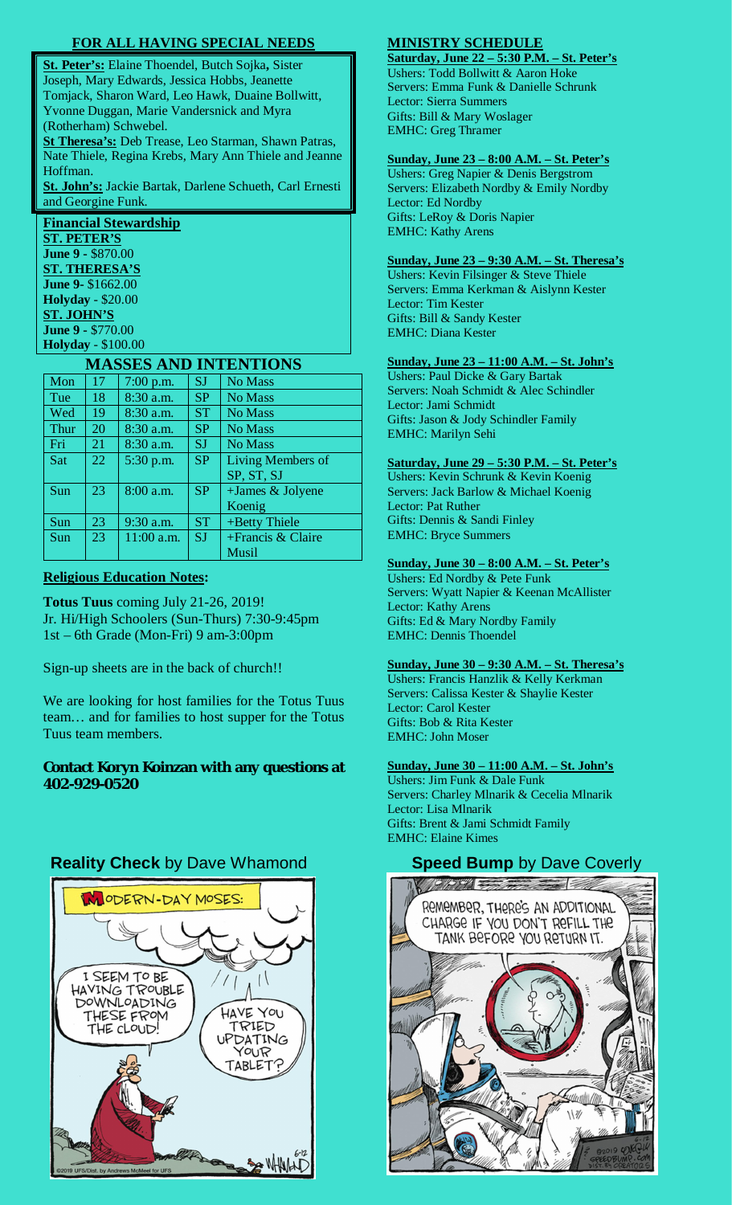## FOR ALL HAVING SPECIAL NEEDS

**St. Peter's:** Elaine Thoendel, Butch Sojka**,** Sister Joseph, Mary Edwards, Jessica Hobbs, Jeanette Tomjack, Sharon Ward, Leo Hawk, Duaine Bollwitt, Yvonne Duggan, Marie Vandersnick and Myra (Rotherham) Schwebel.

**St Theresa's:** Deb Trease, Leo Starman, Shawn Patras, Nate Thiele, Regina Krebs, Mary Ann Thiele and Jeanne Hoffman.

**St. John's:** Jackie Bartak, Darlene Schueth, Carl Ernesti and Georgine Funk.

**Financial Stewardship**

**ST. PETER'S**
**June 9** - $870.00

**ST. THERESA'S**
**June 9-** $1662.00
**Holyday** - $20.00

**ST. JOHN'S**
**June 9** - $770.00
**Holyday** - $100.00

## MASSES AND INTENTIONS

| | | | | |
|---|---|---|---|---|
| Mon | 17 | 7:00 p.m. | SJ | No Mass |
| Tue | 18 | 8:30 a.m. | SP | No Mass |
| Wed | 19 | 8:30 a.m. | ST | No Mass |
| Thur | 20 | 8:30 a.m. | SP | No Mass |
| Fri | 21 | 8:30 a.m. | SJ | No Mass |
| Sat | 22 | 5:30 p.m. | SP | Living Members of SP, ST, SJ |
| Sun | 23 | 8:00 a.m. | SP | +James & Jolyene Koenig |
| Sun | 23 | 9:30 a.m. | ST | +Betty Thiele |
| Sun | 23 | 11:00 a.m. | SJ | +Francis & Claire Musil |

**Religious Education Notes:**

**Totus Tuus** coming July 21-26, 2019!
Jr. Hi/High Schoolers (Sun-Thurs) 7:30-9:45pm
1st – 6th Grade (Mon-Fri) 9 am-3:00pm

Sign-up sheets are in the back of church!!

We are looking for host families for the Totus Tuus team… and for families to host supper for the Totus Tuus team members.

**Contact Koryn Koinzan with any questions at 402-929-0520**

## MINISTRY SCHEDULE

**Saturday, June 22 – 5:30 P.M. – St. Peter's**
Ushers: Todd Bollwitt & Aaron Hoke
Servers: Emma Funk & Danielle Schrunk
Lector: Sierra Summers
Gifts: Bill & Mary Woslager
EMHC: Greg Thramer

**Sunday, June 23 – 8:00 A.M. – St. Peter's**
Ushers: Greg Napier & Denis Bergstrom
Servers: Elizabeth Nordby & Emily Nordby
Lector: Ed Nordby
Gifts: LeRoy & Doris Napier
EMHC: Kathy Arens

**Sunday, June 23 – 9:30 A.M. – St. Theresa's**
Ushers: Kevin Filsinger & Steve Thiele
Servers: Emma Kerkman & Aislynn Kester
Lector: Tim Kester
Gifts: Bill & Sandy Kester
EMHC: Diana Kester

**Sunday, June 23 – 11:00 A.M. – St. John's**
Ushers: Paul Dicke & Gary Bartak
Servers: Noah Schmidt & Alec Schindler
Lector: Jami Schmidt
Gifts: Jason & Jody Schindler Family
EMHC: Marilyn Sehi

**Saturday, June 29 – 5:30 P.M. – St. Peter's**
Ushers: Kevin Schrunk & Kevin Koenig
Servers: Jack Barlow & Michael Koenig
Lector: Pat Ruther
Gifts: Dennis & Sandi Finley
EMHC: Bryce Summers

**Sunday, June 30 – 8:00 A.M. – St. Peter's**
Ushers: Ed Nordby & Pete Funk
Servers: Wyatt Napier & Keenan McAllister
Lector: Kathy Arens
Gifts: Ed & Mary Nordby Family
EMHC: Dennis Thoendel

**Sunday, June 30 – 9:30 A.M. – St. Theresa's**
Ushers: Francis Hanzlik & Kelly Kerkman
Servers: Calissa Kester & Shaylie Kester
Lector: Carol Kester
Gifts: Bob & Rita Kester
EMHC: John Moser

**Sunday, June 30 – 11:00 A.M. – St. John's**
Ushers: Jim Funk & Dale Funk
Servers: Charley Mlnarik & Cecelia Mlnarik
Lector: Lisa Mlnarik
Gifts: Brent & Jami Schmidt Family
EMHC: Elaine Kimes

**Reality Check** by Dave Whamond

**Speed Bump** by Dave Coverly